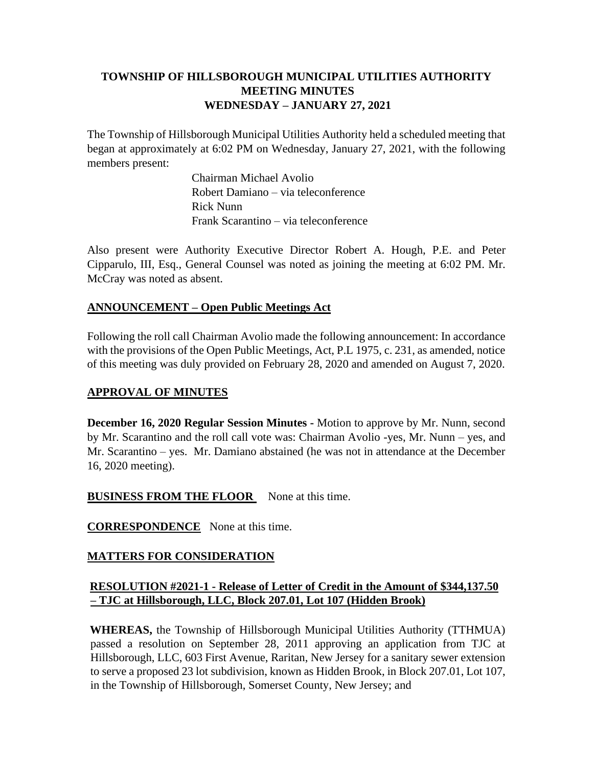# TOWNSHIP OF HILLSBOROUGH MUNICIPAL UTILITIES AUTHORITY MEETING MINUTES WEDNESDAY – JANUARY 27, 2021

The Township of Hillsborough Municipal Utilities Authority held a scheduled meeting that began at approximately at 6:02 PM on Wednesday, January 27, 2021, with the following members present:

Chairman Michael Avolio
Robert Damiano – via teleconference
Rick Nunn
Frank Scarantino – via teleconference

Also present were Authority Executive Director Robert A. Hough, P.E. and Peter Cipparulo, III, Esq., General Counsel was noted as joining the meeting at 6:02 PM. Mr. McCray was noted as absent.

## ANNOUNCEMENT – Open Public Meetings Act

Following the roll call Chairman Avolio made the following announcement: In accordance with the provisions of the Open Public Meetings, Act, P.L 1975, c. 231, as amended, notice of this meeting was duly provided on February 28, 2020 and amended on August 7, 2020.

## APPROVAL OF MINUTES

**December 16, 2020 Regular Session Minutes -** Motion to approve by Mr. Nunn, second by Mr. Scarantino and the roll call vote was: Chairman Avolio -yes, Mr. Nunn – yes, and Mr. Scarantino – yes. Mr. Damiano abstained (he was not in attendance at the December 16, 2020 meeting).

**BUSINESS FROM THE FLOOR** None at this time.

**CORRESPONDENCE** None at this time.

## MATTERS FOR CONSIDERATION

### RESOLUTION #2021-1 - Release of Letter of Credit in the Amount of $344,137.50 – TJC at Hillsborough, LLC, Block 207.01, Lot 107 (Hidden Brook)

**WHEREAS,** the Township of Hillsborough Municipal Utilities Authority (TTHMUA) passed a resolution on September 28, 2011 approving an application from TJC at Hillsborough, LLC, 603 First Avenue, Raritan, New Jersey for a sanitary sewer extension to serve a proposed 23 lot subdivision, known as Hidden Brook, in Block 207.01, Lot 107, in the Township of Hillsborough, Somerset County, New Jersey; and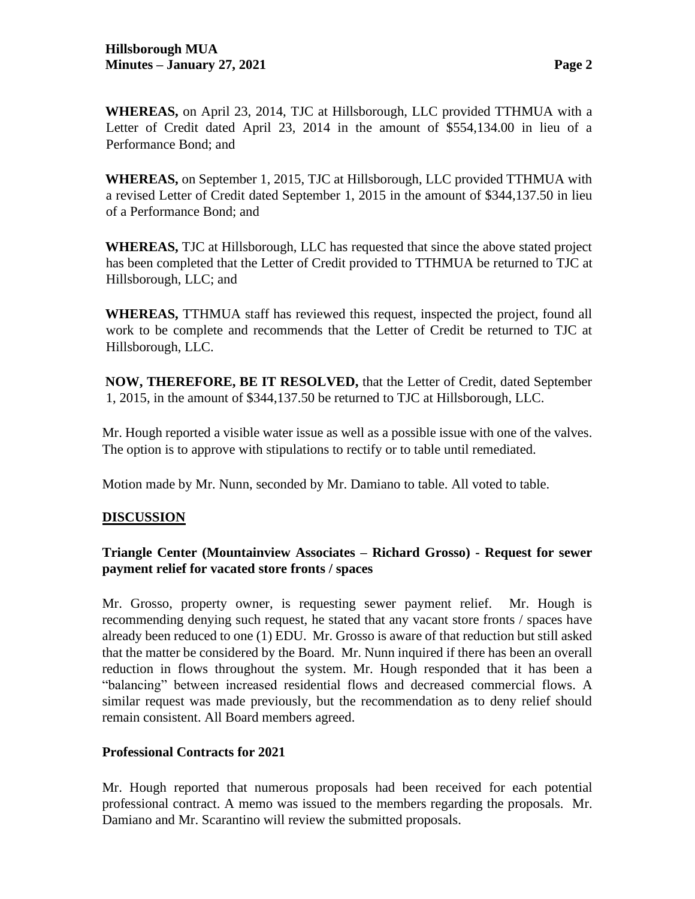**WHEREAS,** on April 23, 2014, TJC at Hillsborough, LLC provided TTHMUA with a Letter of Credit dated April 23, 2014 in the amount of $554,134.00 in lieu of a Performance Bond; and

**WHEREAS,** on September 1, 2015, TJC at Hillsborough, LLC provided TTHMUA with a revised Letter of Credit dated September 1, 2015 in the amount of $344,137.50 in lieu of a Performance Bond; and

**WHEREAS,** TJC at Hillsborough, LLC has requested that since the above stated project has been completed that the Letter of Credit provided to TTHMUA be returned to TJC at Hillsborough, LLC; and

**WHEREAS,** TTHMUA staff has reviewed this request, inspected the project, found all work to be complete and recommends that the Letter of Credit be returned to TJC at Hillsborough, LLC.

**NOW, THEREFORE, BE IT RESOLVED,** that the Letter of Credit, dated September 1, 2015, in the amount of $344,137.50 be returned to TJC at Hillsborough, LLC.

Mr. Hough reported a visible water issue as well as a possible issue with one of the valves. The option is to approve with stipulations to rectify or to table until remediated.

Motion made by Mr. Nunn, seconded by Mr. Damiano to table. All voted to table.

## DISCUSSION

### Triangle Center (Mountainview Associates – Richard Grosso) - Request for sewer payment relief for vacated store fronts / spaces

Mr. Grosso, property owner, is requesting sewer payment relief. Mr. Hough is recommending denying such request, he stated that any vacant store fronts / spaces have already been reduced to one (1) EDU. Mr. Grosso is aware of that reduction but still asked that the matter be considered by the Board. Mr. Nunn inquired if there has been an overall reduction in flows throughout the system. Mr. Hough responded that it has been a "balancing" between increased residential flows and decreased commercial flows. A similar request was made previously, but the recommendation as to deny relief should remain consistent. All Board members agreed.

### Professional Contracts for 2021

Mr. Hough reported that numerous proposals had been received for each potential professional contract. A memo was issued to the members regarding the proposals. Mr. Damiano and Mr. Scarantino will review the submitted proposals.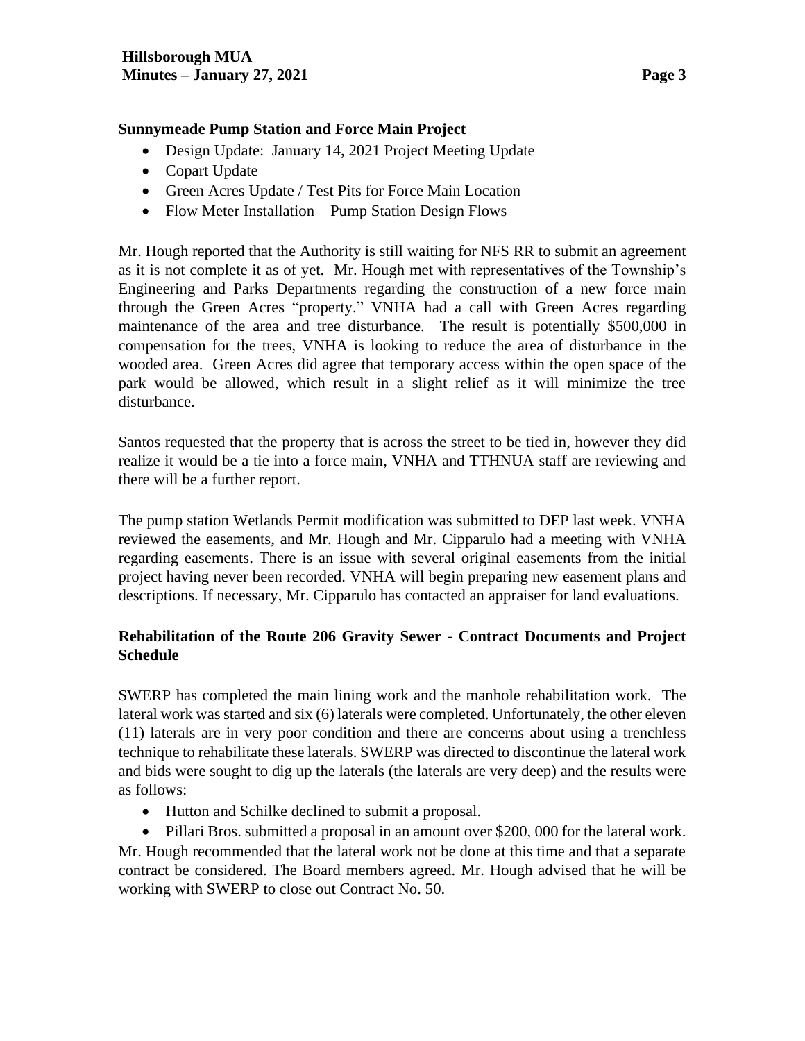## Sunnymeade Pump Station and Force Main Project

- Design Update: January 14, 2021 Project Meeting Update
- Copart Update
- Green Acres Update / Test Pits for Force Main Location
- Flow Meter Installation – Pump Station Design Flows

Mr. Hough reported that the Authority is still waiting for NFS RR to submit an agreement as it is not complete it as of yet. Mr. Hough met with representatives of the Township's Engineering and Parks Departments regarding the construction of a new force main through the Green Acres "property." VNHA had a call with Green Acres regarding maintenance of the area and tree disturbance. The result is potentially $500,000 in compensation for the trees, VNHA is looking to reduce the area of disturbance in the wooded area. Green Acres did agree that temporary access within the open space of the park would be allowed, which result in a slight relief as it will minimize the tree disturbance.

Santos requested that the property that is across the street to be tied in, however they did realize it would be a tie into a force main, VNHA and TTHNUA staff are reviewing and there will be a further report.

The pump station Wetlands Permit modification was submitted to DEP last week. VNHA reviewed the easements, and Mr. Hough and Mr. Cipparulo had a meeting with VNHA regarding easements. There is an issue with several original easements from the initial project having never been recorded. VNHA will begin preparing new easement plans and descriptions. If necessary, Mr. Cipparulo has contacted an appraiser for land evaluations.

## Rehabilitation of the Route 206 Gravity Sewer - Contract Documents and Project Schedule

SWERP has completed the main lining work and the manhole rehabilitation work. The lateral work was started and six (6) laterals were completed. Unfortunately, the other eleven (11) laterals are in very poor condition and there are concerns about using a trenchless technique to rehabilitate these laterals. SWERP was directed to discontinue the lateral work and bids were sought to dig up the laterals (the laterals are very deep) and the results were as follows:

- Hutton and Schilke declined to submit a proposal.
- Pillari Bros. submitted a proposal in an amount over $200, 000 for the lateral work.

Mr. Hough recommended that the lateral work not be done at this time and that a separate contract be considered. The Board members agreed. Mr. Hough advised that he will be working with SWERP to close out Contract No. 50.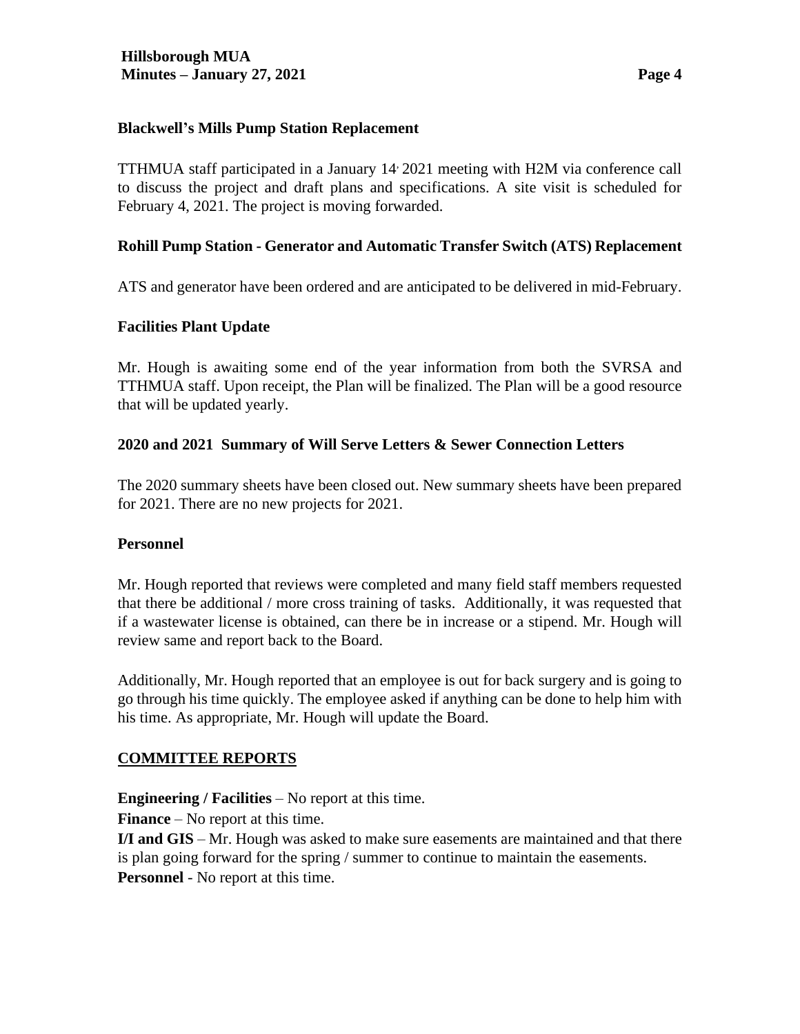### Blackwell's Mills Pump Station Replacement

TTHMUA staff participated in a January 14, 2021 meeting with H2M via conference call to discuss the project and draft plans and specifications. A site visit is scheduled for February 4, 2021. The project is moving forwarded.

### Rohill Pump Station - Generator and Automatic Transfer Switch (ATS) Replacement

ATS and generator have been ordered and are anticipated to be delivered in mid-February.

### Facilities Plant Update

Mr. Hough is awaiting some end of the year information from both the SVRSA and TTHMUA staff. Upon receipt, the Plan will be finalized. The Plan will be a good resource that will be updated yearly.

### 2020 and 2021 Summary of Will Serve Letters & Sewer Connection Letters

The 2020 summary sheets have been closed out. New summary sheets have been prepared for 2021. There are no new projects for 2021.

### Personnel

Mr. Hough reported that reviews were completed and many field staff members requested that there be additional / more cross training of tasks. Additionally, it was requested that if a wastewater license is obtained, can there be in increase or a stipend. Mr. Hough will review same and report back to the Board.

Additionally, Mr. Hough reported that an employee is out for back surgery and is going to go through his time quickly. The employee asked if anything can be done to help him with his time. As appropriate, Mr. Hough will update the Board.

## COMMITTEE REPORTS

**Engineering / Facilities** – No report at this time.

**Finance** – No report at this time.

**I/I and GIS** – Mr. Hough was asked to make sure easements are maintained and that there is plan going forward for the spring / summer to continue to maintain the easements.

**Personnel** - No report at this time.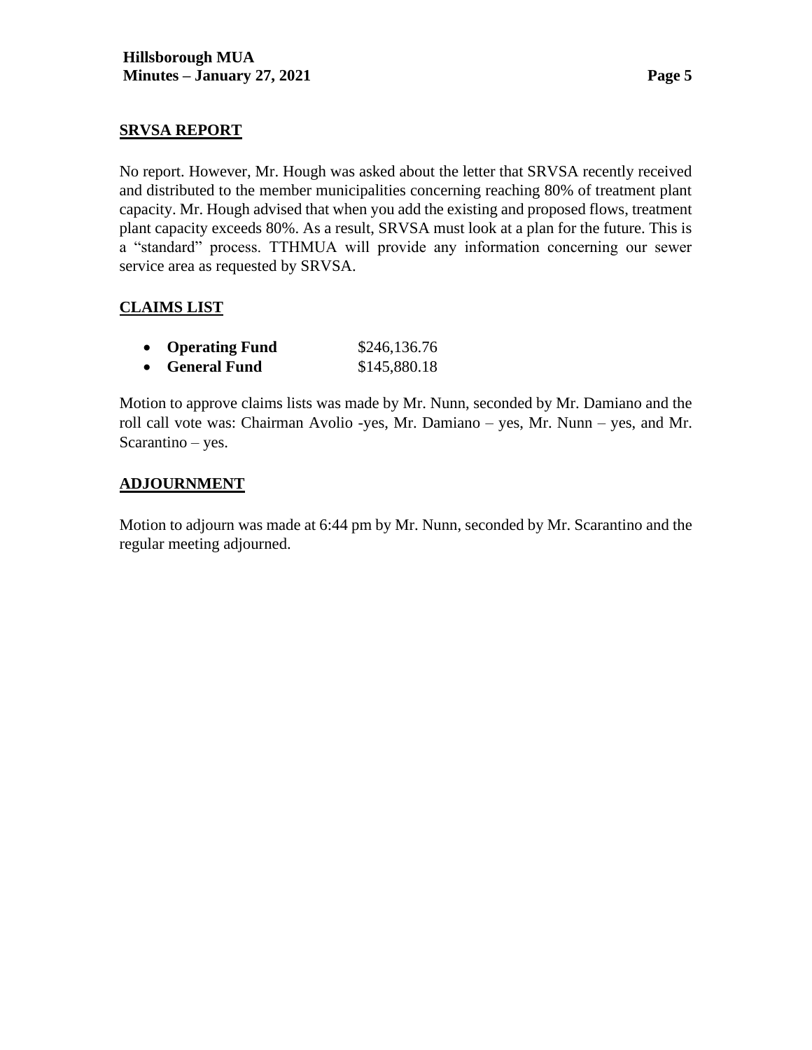## SRVSA REPORT

No report. However, Mr. Hough was asked about the letter that SRVSA recently received and distributed to the member municipalities concerning reaching 80% of treatment plant capacity. Mr. Hough advised that when you add the existing and proposed flows, treatment plant capacity exceeds 80%. As a result, SRVSA must look at a plan for the future. This is a "standard" process. TTHMUA will provide any information concerning our sewer service area as requested by SRVSA.

## CLAIMS LIST

- **Operating Fund** $246,136.76
- **General Fund** $145,880.18

Motion to approve claims lists was made by Mr. Nunn, seconded by Mr. Damiano and the roll call vote was: Chairman Avolio -yes, Mr. Damiano – yes, Mr. Nunn – yes, and Mr. Scarantino – yes.

## ADJOURNMENT

Motion to adjourn was made at 6:44 pm by Mr. Nunn, seconded by Mr. Scarantino and the regular meeting adjourned.